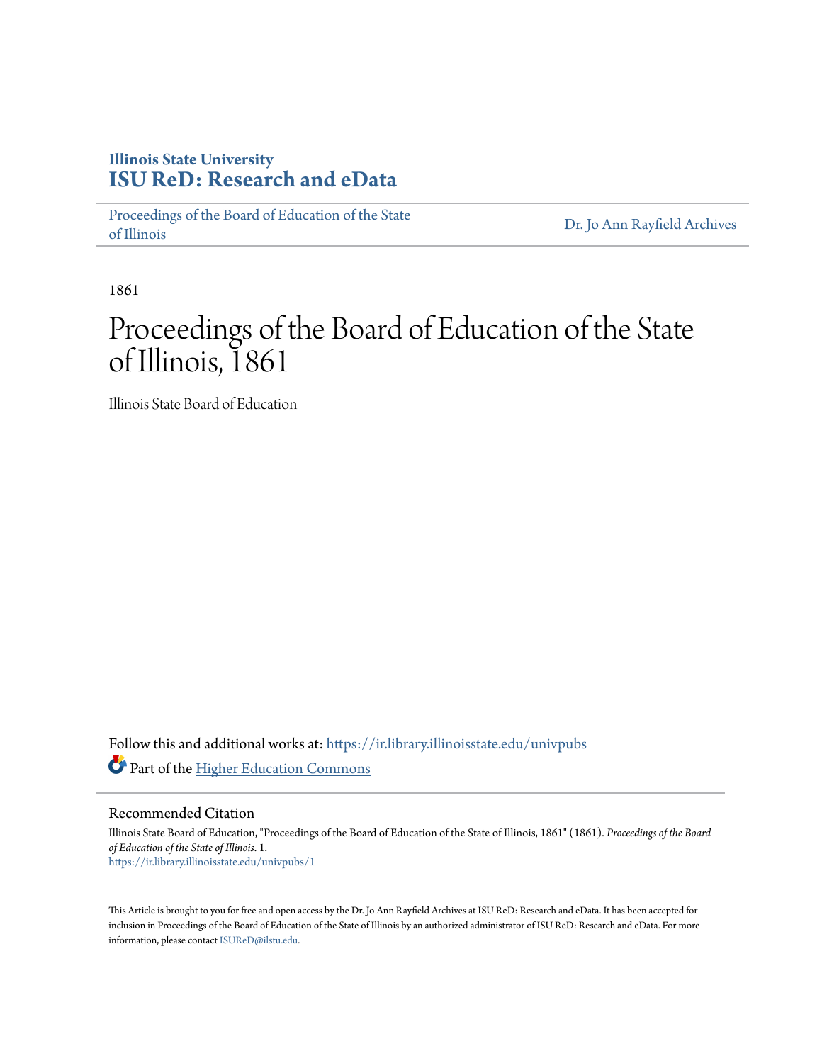Illinois State University
**ISU ReD: Research and eData**

Proceedings of the Board of Education of the State of Illinois | Dr. Jo Ann Rayfield Archives

1861

# Proceedings of the Board of Education of the State of Illinois, 1861

Illinois State Board of Education

Follow this and additional works at: https://ir.library.illinoisstate.edu/univpubs

Part of the Higher Education Commons

## Recommended Citation

Illinois State Board of Education, "Proceedings of the Board of Education of the State of Illinois, 1861" (1861). *Proceedings of the Board of Education of the State of Illinois*. 1.
https://ir.library.illinoisstate.edu/univpubs/1

This Article is brought to you for free and open access by the Dr. Jo Ann Rayfield Archives at ISU ReD: Research and eData. It has been accepted for inclusion in Proceedings of the Board of Education of the State of Illinois by an authorized administrator of ISU ReD: Research and eData. For more information, please contact ISUReD@ilstu.edu.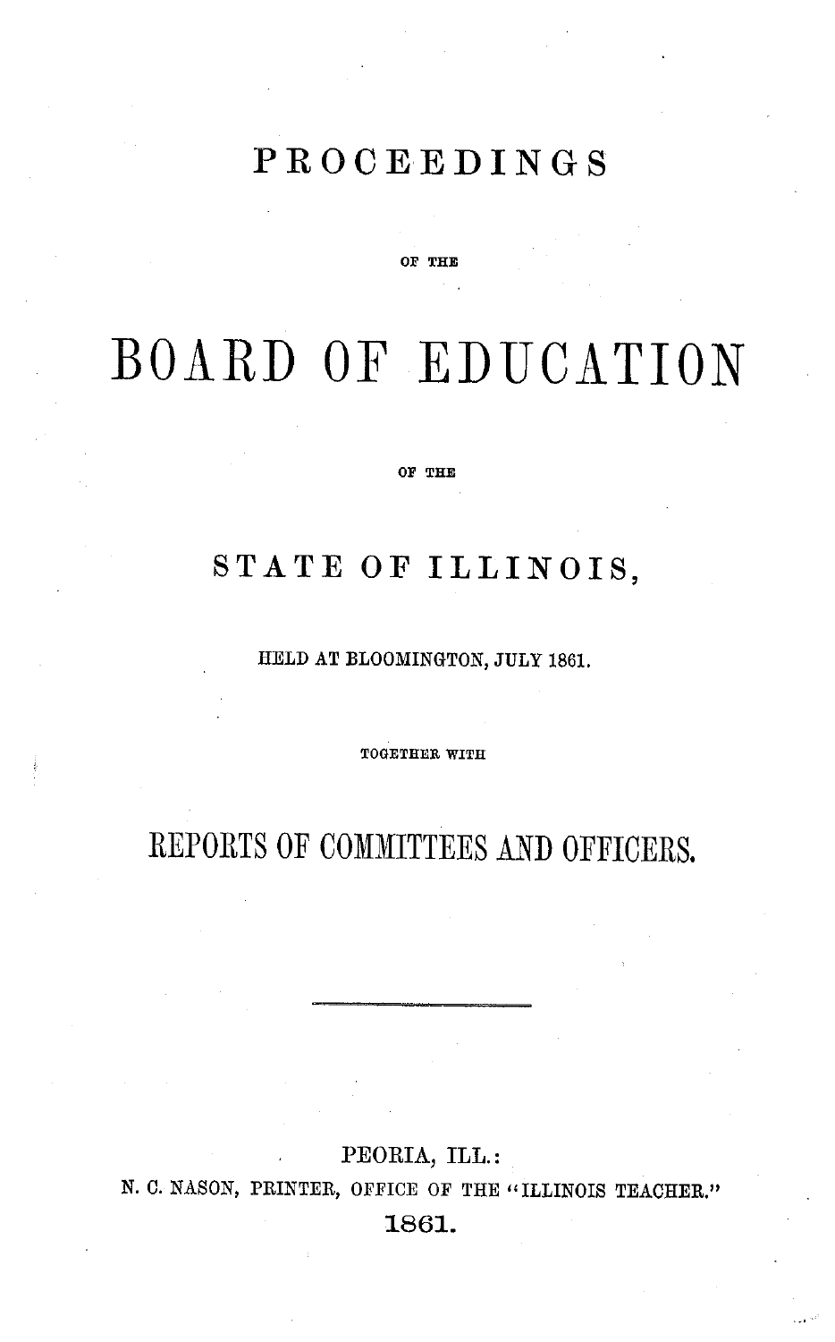# PROCEEDINGS

OF THE

# BOARD OF EDUCATION

OF THE

## STATE OF ILLINOIS,

HELD AT BLOOMINGTON, JULY 1861.

TOGETHER WITH

## REPORTS OF COMMITTEES AND OFFICERS.

---

PEORIA, ILL.:
N. C. NASON, PRINTER, OFFICE OF THE "ILLINOIS TEACHER."
1861.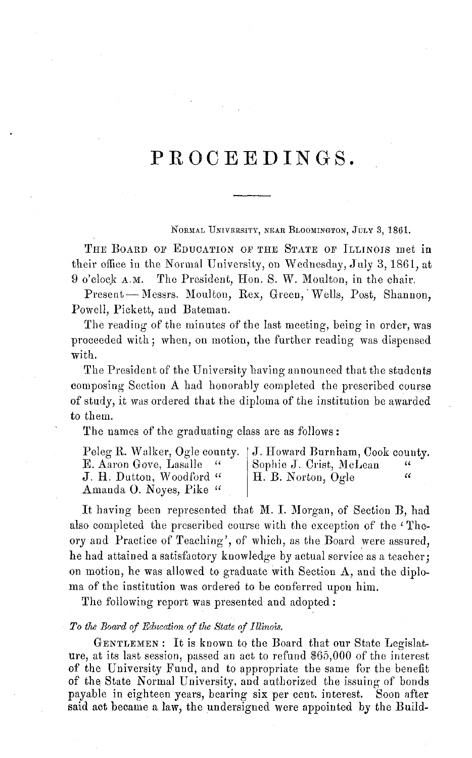# PROCEEDINGS.

NORMAL UNIVERSITY, NEAR BLOOMINGTON, JULY 3, 1861.

THE BOARD OF EDUCATION OF THE STATE OF ILLINOIS met in their office in the Normal University, on Wednesday, July 3, 1861, at 9 o'clock A.M. The President, Hon. S. W. Moulton, in the chair.

Present — Messrs. Moulton, Rex, Green, Wells, Post, Shannon, Powell, Pickett, and Bateman.

The reading of the minutes of the last meeting, being in order, was proceeded with; when, on motion, the further reading was dispensed with.

The President of the University having announced that the students composing Section A had honorably completed the prescribed course of study, it was ordered that the diploma of the institution be awarded to them.

The names of the graduating class are as follows:

| | |
|---|---|
| Peleg R. Walker, Ogle county. | J. Howard Burnham, Cook county. |
| E. Aaron Gove, Lasalle " | Sophie J. Crist, McLean " |
| J. H. Dutton, Woodford " | H. B. Norton, Ogle " |
| Amanda O. Noyes, Pike " | |

It having been represented that M. I. Morgan, of Section B, had also completed the prescribed course with the exception of the 'Theory and Practice of Teaching', of which, as the Board were assured, he had attained a satisfactory knowledge by actual service as a teacher; on motion, he was allowed to graduate with Section A, and the diploma of the institution was ordered to be conferred upon him.

The following report was presented and adopted:

*To the Board of Education of the State of Illinois.*

GENTLEMEN: It is known to the Board that our State Legislature, at its last session, passed an act to refund $65,000 of the interest of the University Fund, and to appropriate the same for the benefit of the State Normal University, and authorized the issuing of bonds payable in eighteen years, bearing six per cent. interest. Soon after said act became a law, the undersigned were appointed by the Build-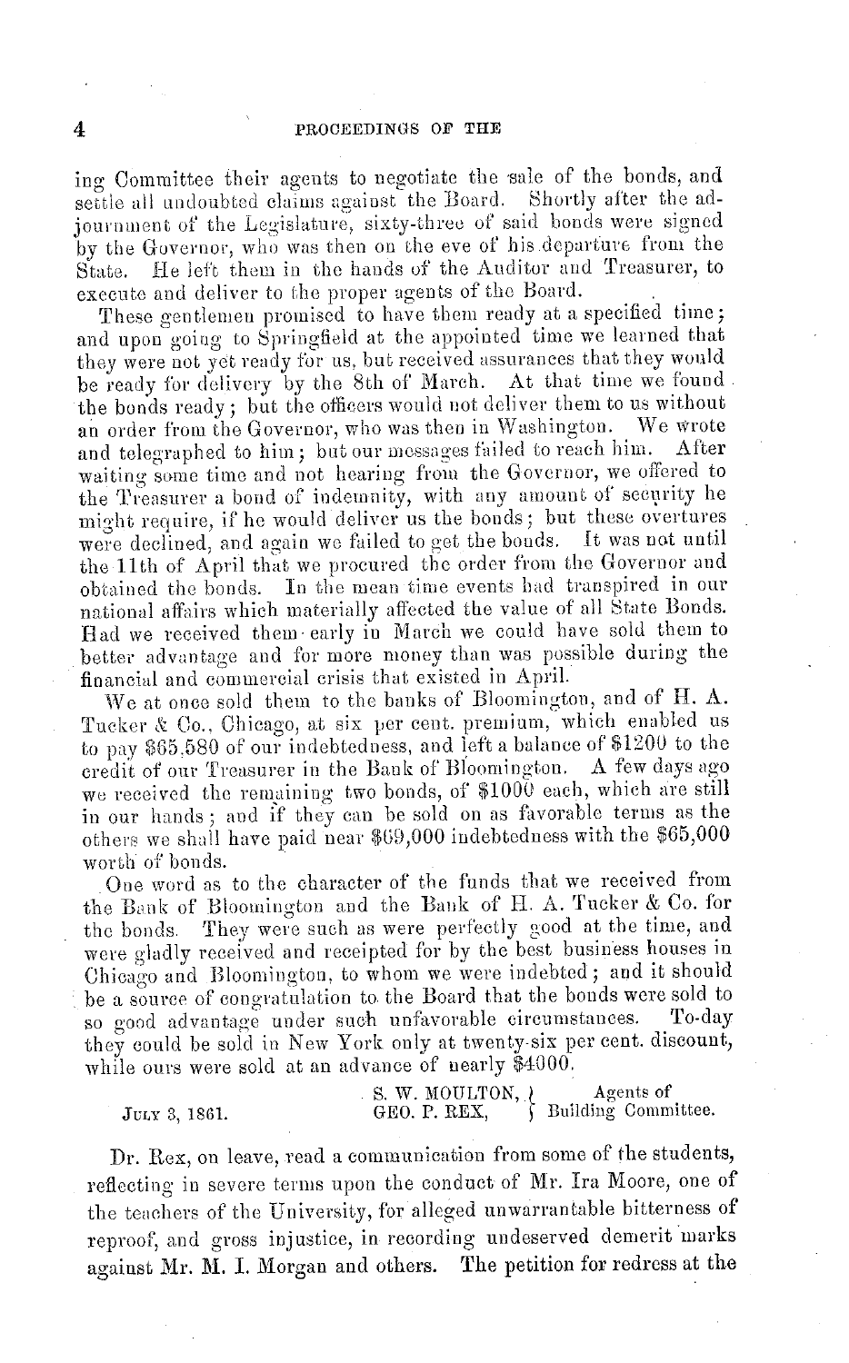ing Committee their agents to negotiate the sale of the bonds, and settle all undoubted claims against the Board. Shortly after the adjournment of the Legislature, sixty-three of said bonds were signed by the Governor, who was then on the eve of his departure from the State. He left them in the hands of the Auditor and Treasurer, to execute and deliver to the proper agents of the Board.

These gentlemen promised to have them ready at a specified time; and upon going to Springfield at the appointed time we learned that they were not yet ready for us, but received assurances that they would be ready for delivery by the 8th of March. At that time we found the bonds ready; but the officers would not deliver them to us without an order from the Governor, who was then in Washington. We wrote and telegraphed to him; but our messages failed to reach him. After waiting some time and not hearing from the Governor, we offered to the Treasurer a bond of indemnity, with any amount of security he might require, if he would deliver us the bonds; but these overtures were declined, and again we failed to get the bonds. It was not until the 11th of April that we procured the order from the Governor and obtained the bonds. In the mean time events had transpired in our national affairs which materially affected the value of all State Bonds. Had we received them early in March we could have sold them to better advantage and for more money than was possible during the financial and commercial crisis that existed in April.

We at once sold them to the banks of Bloomington, and of H. A. Tucker & Co., Chicago, at six per cent. premium, which enabled us to pay $65,580 of our indebtedness, and left a balance of $1200 to the credit of our Treasurer in the Bank of Bloomington. A few days ago we received the remaining two bonds, of $1000 each, which are still in our hands; and if they can be sold on as favorable terms as the others we shall have paid near $69,000 indebtedness with the $65,000 worth of bonds.

One word as to the character of the funds that we received from the Bank of Bloomington and the Bank of H. A. Tucker & Co. for the bonds. They were such as were perfectly good at the time, and were gladly received and receipted for by the best business houses in Chicago and Bloomington, to whom we were indebted; and it should be a source of congratulation to the Board that the bonds were sold to so good advantage under such unfavorable circumstances. To-day they could be sold in New York only at twenty-six per cent. discount, while ours were sold at an advance of nearly $4000.

S. W. MOULTON, }
GEO. P. REX, } Agents of Building Committee.

JULY 3, 1861.

Dr. Rex, on leave, read a communication from some of the students, reflecting in severe terms upon the conduct of Mr. Ira Moore, one of the teachers of the University, for alleged unwarrantable bitterness of reproof, and gross injustice, in recording undeserved demerit marks against Mr. M. I. Morgan and others. The petition for redress at the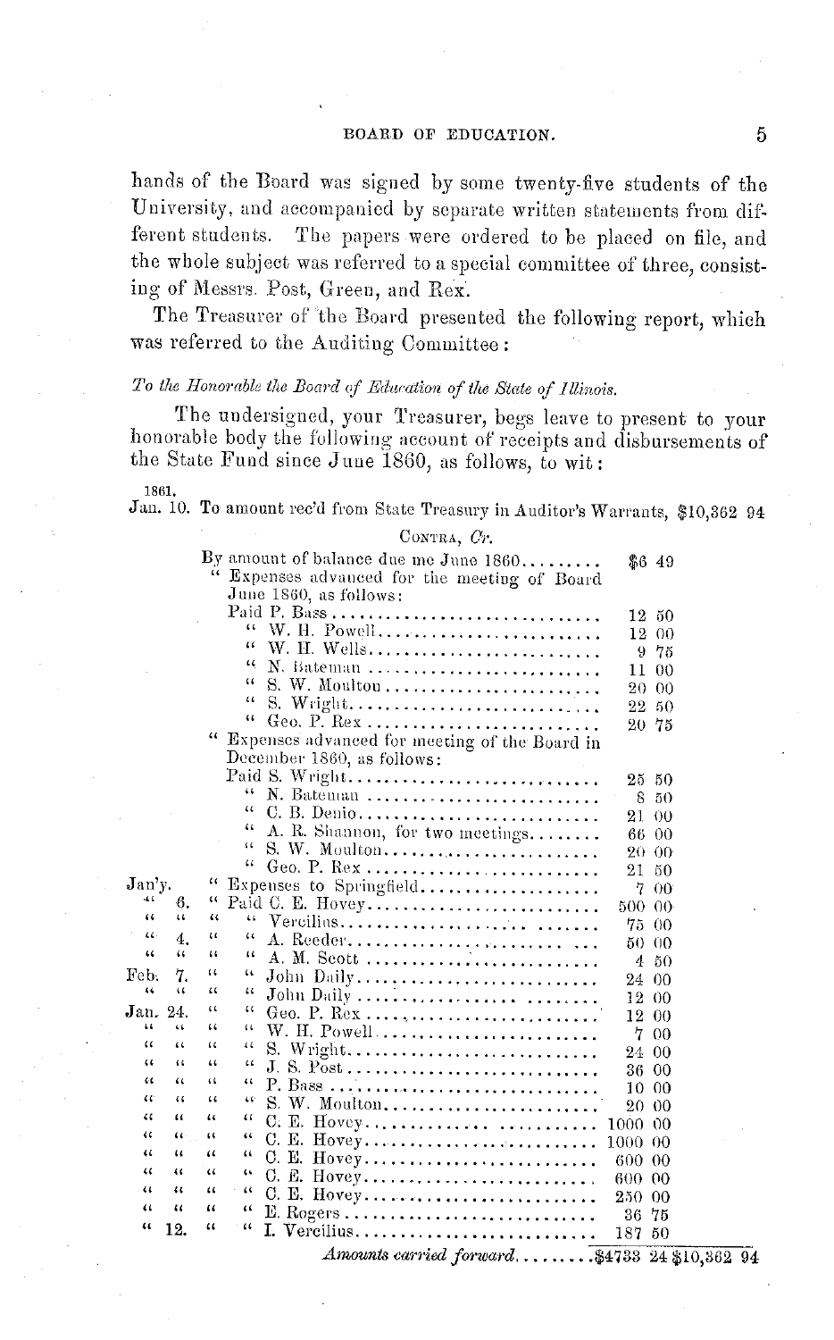hands of the Board was signed by some twenty-five students of the University, and accompanied by separate written statements from different students. The papers were ordered to be placed on file, and the whole subject was referred to a special committee of three, consisting of Messrs. Post, Green, and Rex.

The Treasurer of the Board presented the following report, which was referred to the Auditing Committee:

*To the Honorable the Board of Education of the State of Illinois.*

The undersigned, your Treasurer, begs leave to present to your honorable body the following account of receipts and disbursements of the State Fund since June 1860, as follows, to wit:

1861.
Jan. 10. To amount rec'd from State Treasury in Auditor's Warrants, $10,362 94

CONTRA, *Cr.*

| | | | |
|---|---|---|---|
| | By amount of balance due me June 1860 | $6 49 | |
| | " Expenses advanced for the meeting of Board June 1860, as follows: | | |
| | Paid P. Bass | 12 50 | |
| | " W. H. Powell | 12 00 | |
| | " W. H. Wells | 9 75 | |
| | " N. Bateman | 11 00 | |
| | " S. W. Moulton | 20 00 | |
| | " S. Wright | 22 50 | |
| | " Geo. P. Rex | 20 75 | |
| | " Expenses advanced for meeting of the Board in December 1860, as follows: | | |
| | Paid S. Wright | 25 50 | |
| | " N. Bateman | 8 50 | |
| | " C. B. Denio | 21 00 | |
| | " A. R. Shannon, for two meetings | 66 00 | |
| | " S. W. Moulton | 20 00 | |
| | " Geo. P. Rex | 21 50 | |
| Jan'y. | " Expenses to Springfield | 7 00 | |
| " 6. | " Paid C. E. Hovey | 500 00 | |
| " " | " " Vercilius | 75 00 | |
| " 4. | " " A. Reeder | 50 00 | |
| " " | " " A. M. Scott | 4 50 | |
| Feb. 7. | " " John Daily | 24 00 | |
| " " | " " John Daily | 12 00 | |
| Jan. 24. | " " Geo. P. Rex | 12 00 | |
| " " | " " W. H. Powell | 7 00 | |
| " " | " " S. Wright | 24 00 | |
| " " | " " J. S. Post | 36 00 | |
| " " | " " P. Bass | 10 00 | |
| " " | " " S. W. Moulton | 20 00 | |
| " " | " " C. E. Hovey | 1000 00 | |
| " " | " " C. E. Hovey | 1000 00 | |
| " " | " " C. E. Hovey | 600 00 | |
| " " | " " C. E. Hovey | 600 00 | |
| " " | " " C. E. Hovey | 250 00 | |
| " " | " " E. Rogers | 36 75 | |
| " 12. | " " I. Vercilius | 187 50 | |
| | *Amounts carried forward* | $4733 24 | $10,362 94 |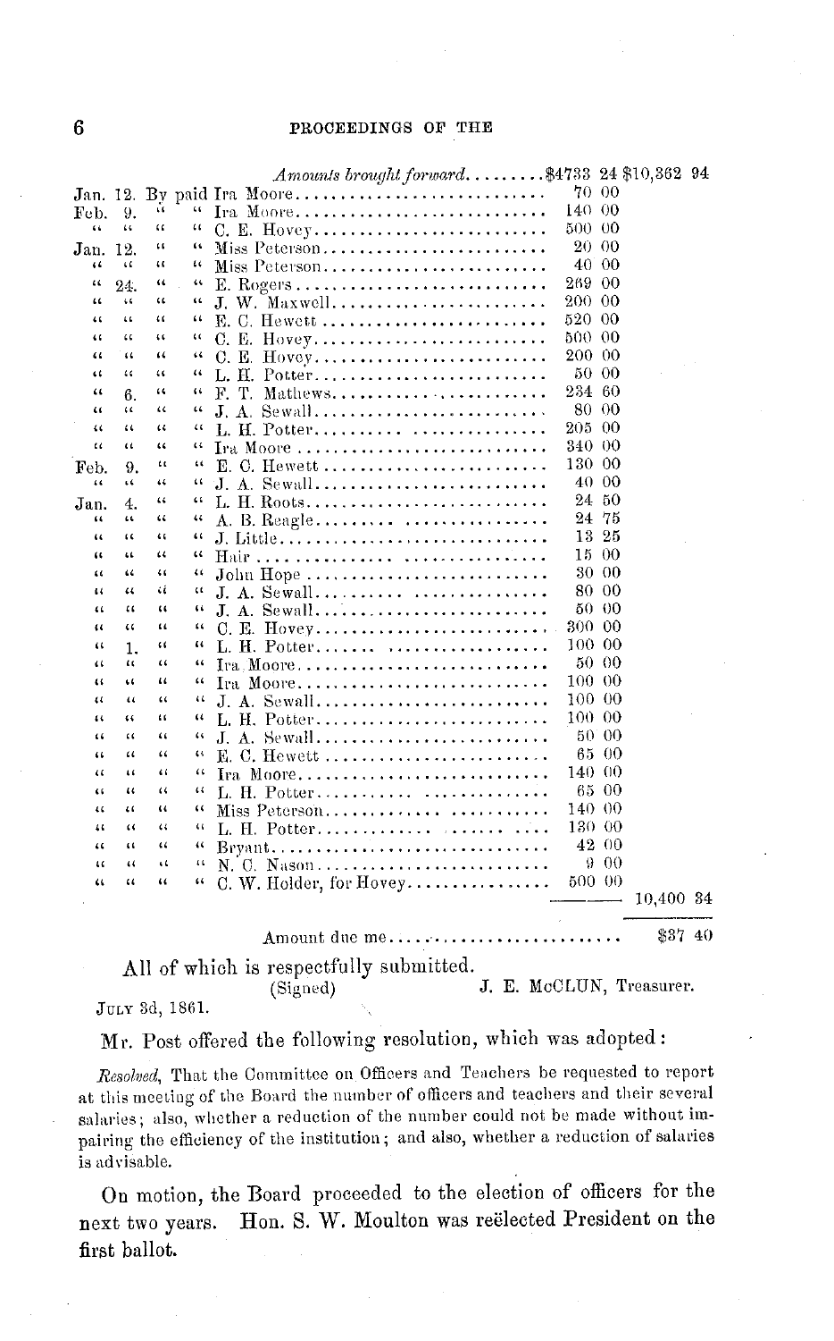| | | | | | | |
|---|---|---|---|---|---|---|
| | | | | *Amounts brought forward*......... | $4733 24 | $10,362 94 |
| Jan. | 12. | By | paid | Ira Moore........................... | 70 00 | |
| Feb. | 9. | " | " | Ira Moore........................... | 140 00 | |
| " | " | " | " | C. E. Hovey.......................... | 500 00 | |
| Jan. | 12. | " | " | Miss Peterson......................... | 20 00 | |
| " | " | " | " | Miss Peterson......................... | 40 00 | |
| " | 24. | " | " | E. Rogers............................. | 269 00 | |
| " | " | " | " | J. W. Maxwell........................ | 200 00 | |
| " | " | " | " | E. C. Hewett......................... | 520 00 | |
| " | " | " | " | C. E. Hovey.......................... | 500 00 | |
| " | " | " | " | C. E. Hovey.......................... | 200 00 | |
| " | " | " | " | L. H. Potter.......................... | 50 00 | |
| " | 6. | " | " | F. T. Mathews......................... | 234 60 | |
| " | " | " | " | J. A. Sewall.......................... | 80 00 | |
| " | " | " | " | L. H. Potter.......................... | 205 00 | |
| " | " | " | " | Ira Moore............................ | 340 00 | |
| Feb. | 9. | " | " | E. C. Hewett......................... | 130 00 | |
| " | " | " | " | J. A. Sewall.......................... | 40 00 | |
| Jan. | 4. | " | " | L. H. Roots........................... | 24 50 | |
| " | " | " | " | A. B. Reagle......................... | 24 75 | |
| " | " | " | " | J. Little.............................. | 13 25 | |
| " | " | " | " | Hair................................. | 15 00 | |
| " | " | " | " | John Hope............................ | 30 00 | |
| " | " | " | " | J. A. Sewall.......................... | 80 00 | |
| " | " | " | " | J. A. Sewall.......................... | 50 00 | |
| " | " | " | " | C. E. Hovey.......................... | 300 00 | |
| " | 1. | " | " | L. H. Potter.......................... | 100 00 | |
| " | " | " | " | Ira Moore............................ | 50 00 | |
| " | " | " | " | Ira Moore............................ | 100 00 | |
| " | " | " | " | J. A. Sewall.......................... | 100 00 | |
| " | " | " | " | L. H. Potter.......................... | 100 00 | |
| " | " | " | " | J. A. Sewall.......................... | 50 00 | |
| " | " | " | " | E. C. Hewett......................... | 65 00 | |
| " | " | " | " | Ira Moore............................ | 140 00 | |
| " | " | " | " | L. H. Potter.......................... | 65 00 | |
| " | " | " | " | Miss Peterson......................... | 140 00 | |
| " | " | " | " | L. H. Potter.......................... | 130 00 | |
| " | " | " | " | Bryant............................... | 42 00 | |
| " | " | " | " | N. C. Nason.......................... | 9 00 | |
| " | " | " | " | C. W. Holder, for Hovey................ | 500 00 | |
| | | | | | | 10,400 34 |
| | | | | Amount due me......................... | | $37 40 |

All of which is respectfully submitted.

(Signed) J. E. McCLUN, Treasurer.

JULY 3d, 1861.

Mr. Post offered the following resolution, which was adopted:

*Resolved*, That the Committee on Officers and Teachers be requested to report at this meeting of the Board the number of officers and teachers and their several salaries; also, whether a reduction of the number could not be made without impairing the efficiency of the institution; and also, whether a reduction of salaries is advisable.

On motion, the Board proceeded to the election of officers for the next two years. Hon. S. W. Moulton was reëlected President on the first ballot.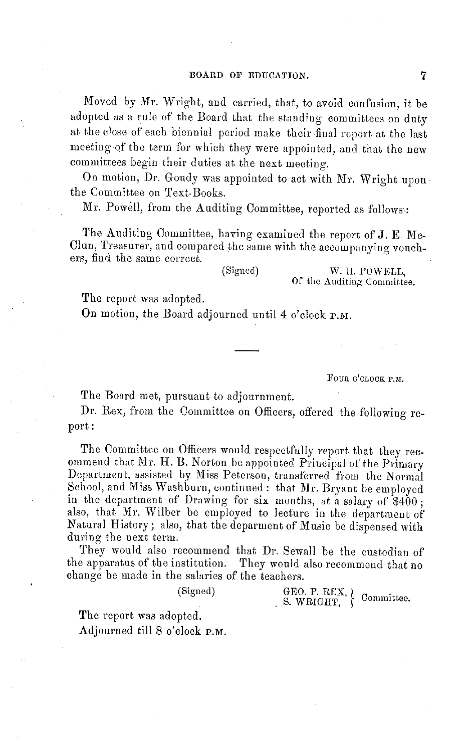Moved by Mr. Wright, and carried, that, to avoid confusion, it be adopted as a rule of the Board that the standing committees on duty at the close of each biennial period make their final report at the last meeting of the term for which they were appointed, and that the new committees begin their duties at the next meeting.

On motion, Dr. Goudy was appointed to act with Mr. Wright upon the Committee on Text-Books.

Mr. Powell, from the Auditing Committee, reported as follows:

The Auditing Committee, having examined the report of J. E. McClun, Treasurer, and compared the same with the accompanying vouchers, find the same correct.

(Signed) W. H. POWELL,
Of the Auditing Committee.

The report was adopted.

On motion, the Board adjourned until 4 o'clock P.M.

---

FOUR O'CLOCK P.M.

The Board met, pursuant to adjournment.

Dr. Rex, from the Committee on Officers, offered the following report:

The Committee on Officers would respectfully report that they recommend that Mr. H. B. Norton be appointed Principal of the Primary Department, assisted by Miss Peterson, transferred from the Normal School, and Miss Washburn, continued: that Mr. Bryant be employed in the department of Drawing for six months, at a salary of $400; also, that Mr. Wilber be employed to lecture in the department of Natural History; also, that the deparment of Music be dispensed with during the next term.

They would also recommend that Dr. Sewall be the custodian of the apparatus of the institution. They would also recommend that no change be made in the salaries of the teachers.

(Signed) GEO. P. REX, S. WRIGHT, } Committee.

The report was adopted.

Adjourned till 8 o'clock P.M.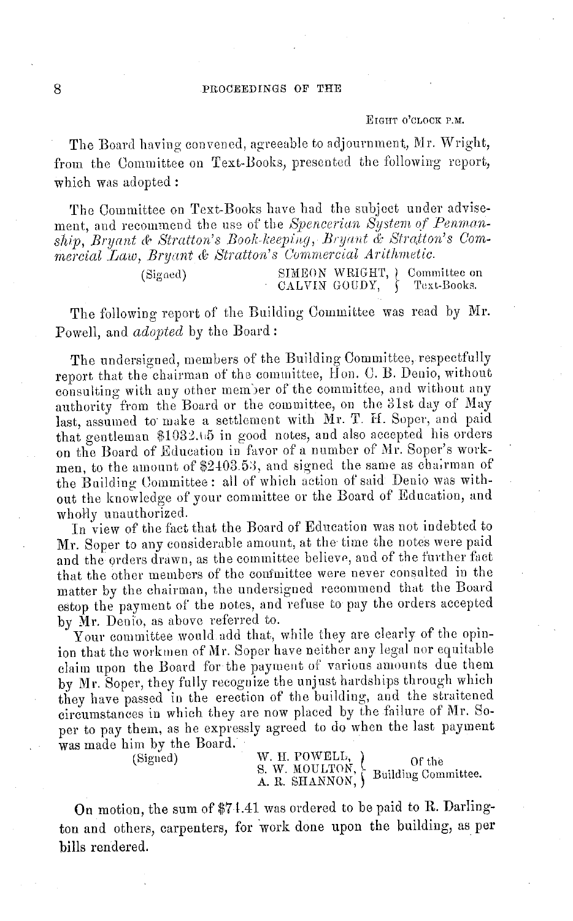EIGHT O'CLOCK P.M.

The Board having convened, agreeable to adjournment, Mr. Wright, from the Committee on Text-Books, presented the following report, which was adopted:

The Committee on Text-Books have had the subject under advisement, and recommend the use of the *Spencerian System of Penmanship, Bryant & Stratton's Book-keeping, Bryant & Stratton's Commercial Law, Bryant & Stratton's Commercial Arithmetic.*

(Signed) SIMEON WRIGHT, CALVIN GOUDY, } Committee on Text-Books.

The following report of the Building Committee was read by Mr. Powell, and *adopted* by the Board:

The undersigned, members of the Building Committee, respectfully report that the chairman of the committee, Hon. C. B. Denio, without consulting with any other member of the committee, and without any authority from the Board or the committee, on the 31st day of May last, assumed to make a settlement with Mr. T. H. Soper, and paid that gentleman $1032.05 in good notes, and also accepted his orders on the Board of Education in favor of a number of Mr. Soper's workmen, to the amount of $2403.53, and signed the same as chairman of the Building Committee: all of which action of said Denio was without the knowledge of your committee or the Board of Education, and wholly unauthorized.

In view of the fact that the Board of Education was not indebted to Mr. Soper to any considerable amount, at the time the notes were paid and the orders drawn, as the committee believe, and of the further fact that the other members of the committee were never consulted in the matter by the chairman, the undersigned recommend that the Board estop the payment of the notes, and refuse to pay the orders accepted by Mr. Denio, as above referred to.

Your committee would add that, while they are clearly of the opinion that the workmen of Mr. Soper have neither any legal nor equitable claim upon the Board for the payment of various amounts due them by Mr. Soper, they fully recognize the unjust hardships through which they have passed in the erection of the building, and the straitened circumstances in which they are now placed by the failure of Mr. Soper to pay them, as he expressly agreed to do when the last payment was made him by the Board.

(Signed) W. H. POWELL, S. W. MOULTON, A. R. SHANNON, } Of the Building Committee.

On motion, the sum of $74.41 was ordered to be paid to R. Darlington and others, carpenters, for work done upon the building, as per bills rendered.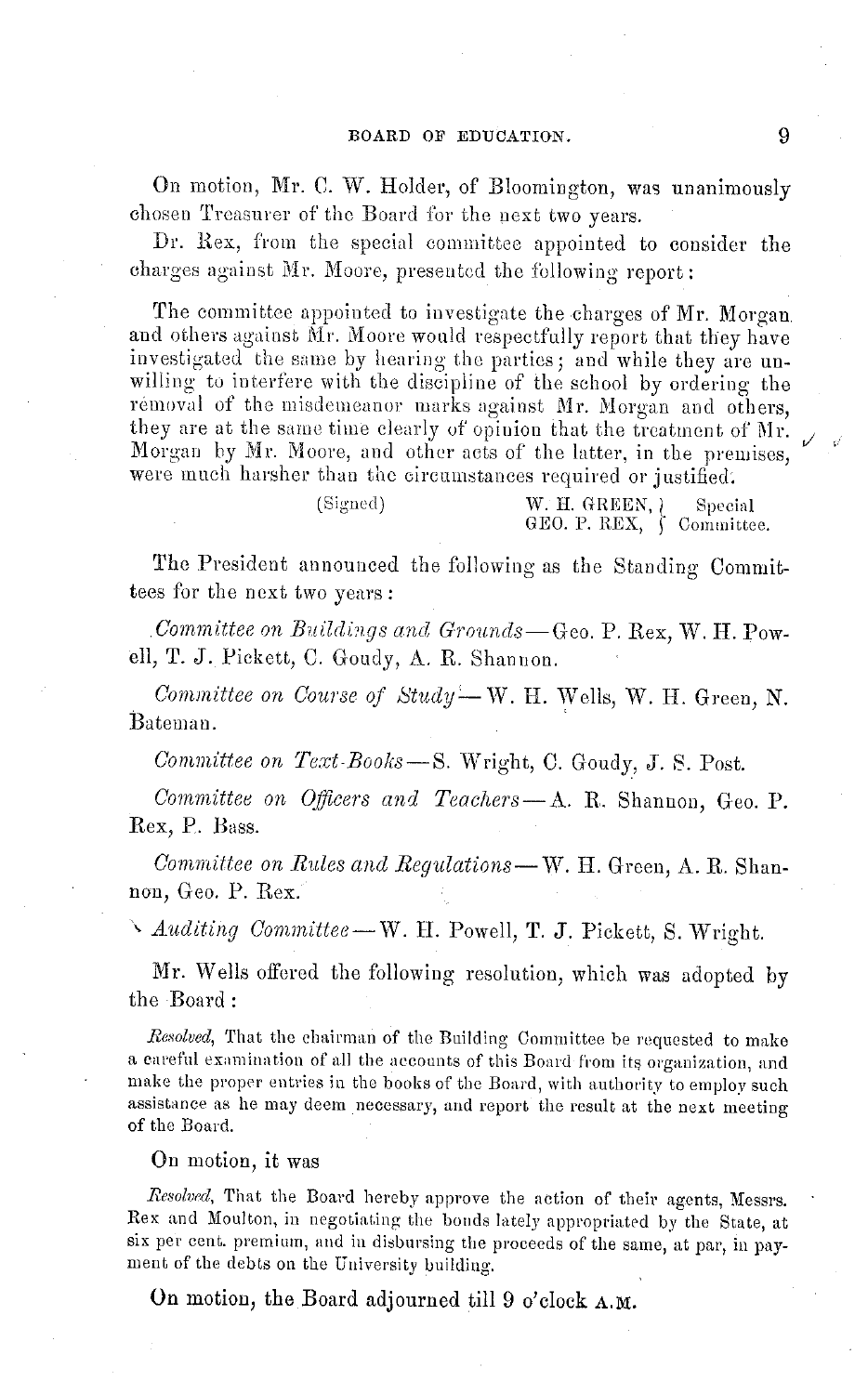On motion, Mr. C. W. Holder, of Bloomington, was unanimously chosen Treasurer of the Board for the next two years.

Dr. Rex, from the special committee appointed to consider the charges against Mr. Moore, presented the following report:

The committee appointed to investigate the charges of Mr. Morgan and others against Mr. Moore would respectfully report that they have investigated the same by hearing the parties; and while they are unwilling to interfere with the discipline of the school by ordering the removal of the misdemeanor marks against Mr. Morgan and others, they are at the same time clearly of opinion that the treatment of Mr. Morgan by Mr. Moore, and other acts of the latter, in the premises, were much harsher than the circumstances required or justified.

(Signed) W. H. GREEN, GEO. P. REX, Special Committee.

The President announced the following as the Standing Committees for the next two years:

*Committee on Buildings and Grounds*—Geo. P. Rex, W. H. Powell, T. J. Pickett, C. Goudy, A. R. Shannon.

*Committee on Course of Study*—W. H. Wells, W. H. Green, N. Bateman.

*Committee on Text-Books*—S. Wright, C. Goudy, J. S. Post.

*Committee on Officers and Teachers*—A. R. Shannon, Geo. P. Rex, P. Bass.

*Committee on Rules and Regulations*—W. H. Green, A. R. Shannon, Geo. P. Rex.

*Auditing Committee*—W. H. Powell, T. J. Pickett, S. Wright.

Mr. Wells offered the following resolution, which was adopted by the Board:

*Resolved*, That the chairman of the Building Committee be requested to make a careful examination of all the accounts of this Board from its organization, and make the proper entries in the books of the Board, with authority to employ such assistance as he may deem necessary, and report the result at the next meeting of the Board.

On motion, it was

*Resolved*, That the Board hereby approve the action of their agents, Messrs. Rex and Moulton, in negotiating the bonds lately appropriated by the State, at six per cent. premium, and in disbursing the proceeds of the same, at par, in payment of the debts on the University building.

On motion, the Board adjourned till 9 o'clock A.M.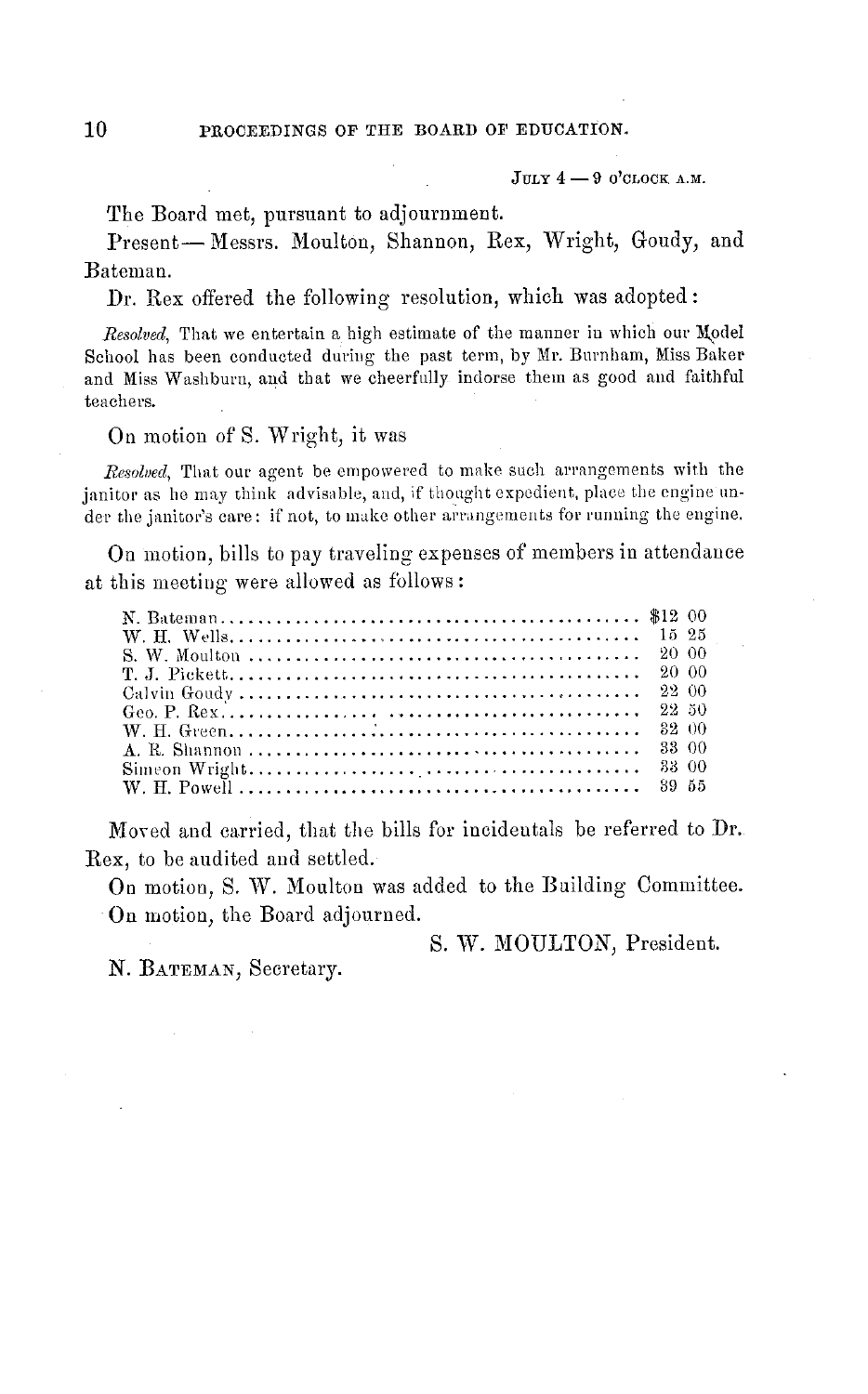JULY 4 — 9 O'CLOCK A.M.

The Board met, pursuant to adjournment.

Present— Messrs. Moulton, Shannon, Rex, Wright, Goudy, and Bateman.

Dr. Rex offered the following resolution, which was adopted:

*Resolved*, That we entertain a high estimate of the manner in which our Model School has been conducted during the past term, by Mr. Burnham, Miss Baker and Miss Washburn, and that we cheerfully indorse them as good and faithful teachers.

On motion of S. Wright, it was

*Resolved*, That our agent be empowered to make such arrangements with the janitor as he may think advisable, and, if thought expedient, place the engine under the janitor's care: if not, to make other arrangements for running the engine.

On motion, bills to pay traveling expenses of members in attendance at this meeting were allowed as follows:

| | |
|---|---|
| N. Bateman | $12 00 |
| W. H. Wells | 15 25 |
| S. W. Moulton | 20 00 |
| T. J. Pickett | 20 00 |
| Calvin Goudy | 22 00 |
| Geo. P. Rex | 22 50 |
| W. H. Green | 32 00 |
| A. R. Shannon | 33 00 |
| Simeon Wright | 33 00 |
| W. H. Powell | 39 55 |

Moved and carried, that the bills for incidentals be referred to Dr. Rex, to be audited and settled.

On motion, S. W. Moulton was added to the Building Committee.

On motion, the Board adjourned.

S. W. MOULTON, President.

N. BATEMAN, Secretary.